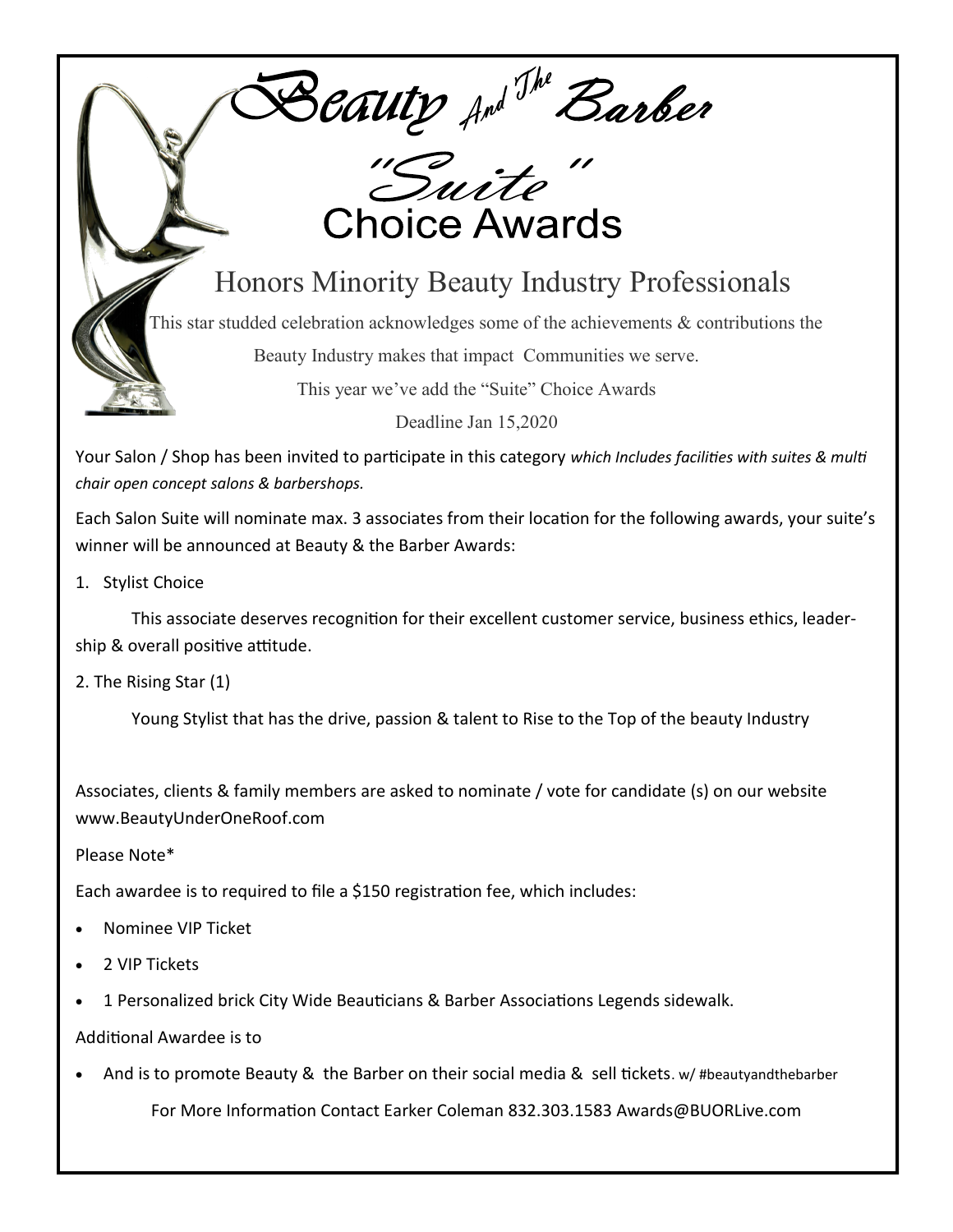# Beauty And The Barber

# "Suite" Choice Awards

## Honors Minority Beauty Industry Professionals

This star studded celebration acknowledges some of the achievements & contributions the Beauty Industry makes that impact Communities we serve.

This year we've add the "Suite" Choice Awards

Deadline Jan 15,2020

Your Salon / Shop has been invited to participate in this category *which Includes facilities with suites & multi chair open concept salons & barbershops.*

Each Salon Suite will nominate max. 3 associates from their location for the following awards, your suite's winner will be announced at Beauty & the Barber Awards:

1. Stylist Choice

   This associate deserves recognition for their excellent customer service, business ethics, leadership & overall positive attitude.

2. The Rising Star (1)

   Young Stylist that has the drive, passion & talent to Rise to the Top of the beauty Industry

Associates, clients & family members are asked to nominate / vote for candidate (s) on our website www.BeautyUnderOneRoof.com

Please Note*

Each awardee is to required to file a $150 registration fee, which includes:

- Nominee VIP Ticket
- 2 VIP Tickets
- 1 Personalized brick City Wide Beauticians & Barber Associations Legends sidewalk.

Additional Awardee is to

- And is to promote Beauty & the Barber on their social media & sell tickets. w/ #beautyandthebarber

For More Information Contact Earker Coleman 832.303.1583 Awards@BUORLive.com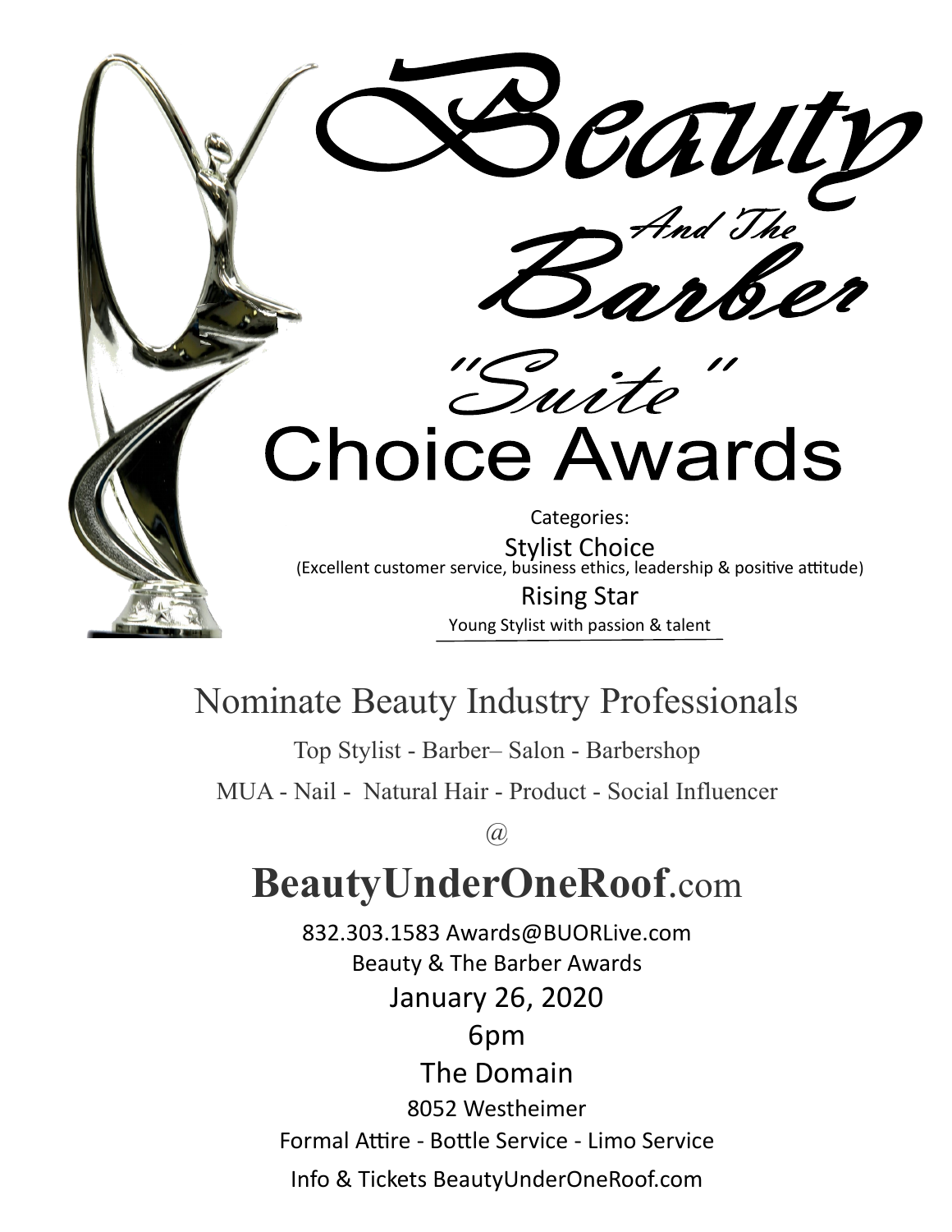# Beauty And The Barber "Suite" Choice Awards

Categories:

Stylist Choice
(Excellent customer service, business ethics, leadership & positive attitude)

Rising Star
Young Stylist with passion & talent

## Nominate Beauty Industry Professionals

Top Stylist - Barber– Salon - Barbershop

MUA - Nail - Natural Hair - Product - Social Influencer

@

## **BeautyUnderOneRoof**.com

832.303.1583 Awards@BUORLive.com

Beauty & The Barber Awards

January 26, 2020

6pm

The Domain

8052 Westheimer

Formal Attire - Bottle Service - Limo Service

Info & Tickets BeautyUnderOneRoof.com